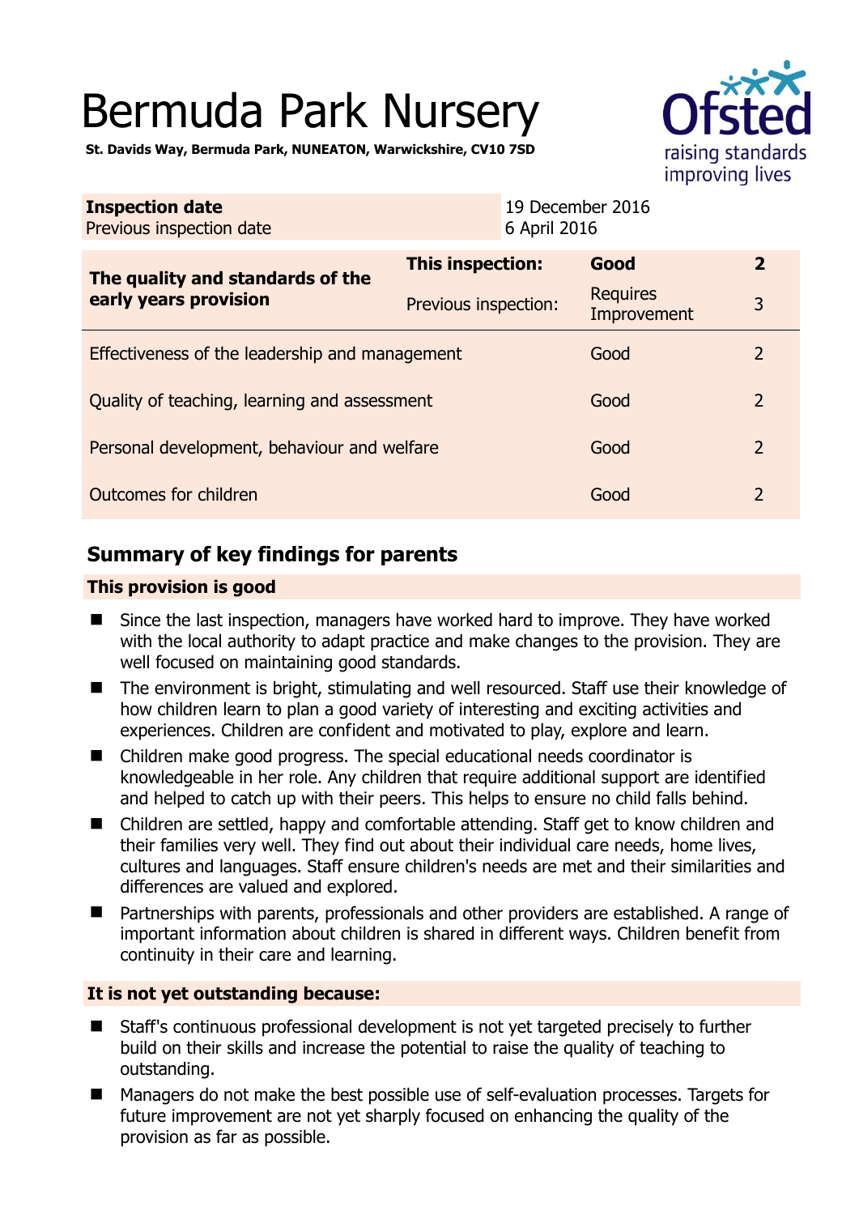# Bermuda Park Nursery

**St. Davids Way, Bermuda Park, NUNEATON, Warwickshire, CV10 7SD**

Ofsted
raising standards
improving lives

| **Inspection date** | 19 December 2016 |
|---|---|
| Previous inspection date | 6 April 2016 |

| **The quality and standards of the early years provision** | **This inspection:** | **Good** | **2** |
|---|---|---|---|
| | Previous inspection: | Requires Improvement | 3 |
| Effectiveness of the leadership and management | | Good | 2 |
| Quality of teaching, learning and assessment | | Good | 2 |
| Personal development, behaviour and welfare | | Good | 2 |
| Outcomes for children | | Good | 2 |

## Summary of key findings for parents

**This provision is good**

- Since the last inspection, managers have worked hard to improve. They have worked with the local authority to adapt practice and make changes to the provision. They are well focused on maintaining good standards.
- The environment is bright, stimulating and well resourced. Staff use their knowledge of how children learn to plan a good variety of interesting and exciting activities and experiences. Children are confident and motivated to play, explore and learn.
- Children make good progress. The special educational needs coordinator is knowledgeable in her role. Any children that require additional support are identified and helped to catch up with their peers. This helps to ensure no child falls behind.
- Children are settled, happy and comfortable attending. Staff get to know children and their families very well. They find out about their individual care needs, home lives, cultures and languages. Staff ensure children's needs are met and their similarities and differences are valued and explored.
- Partnerships with parents, professionals and other providers are established. A range of important information about children is shared in different ways. Children benefit from continuity in their care and learning.

**It is not yet outstanding because:**

- Staff's continuous professional development is not yet targeted precisely to further build on their skills and increase the potential to raise the quality of teaching to outstanding.
- Managers do not make the best possible use of self-evaluation processes. Targets for future improvement are not yet sharply focused on enhancing the quality of the provision as far as possible.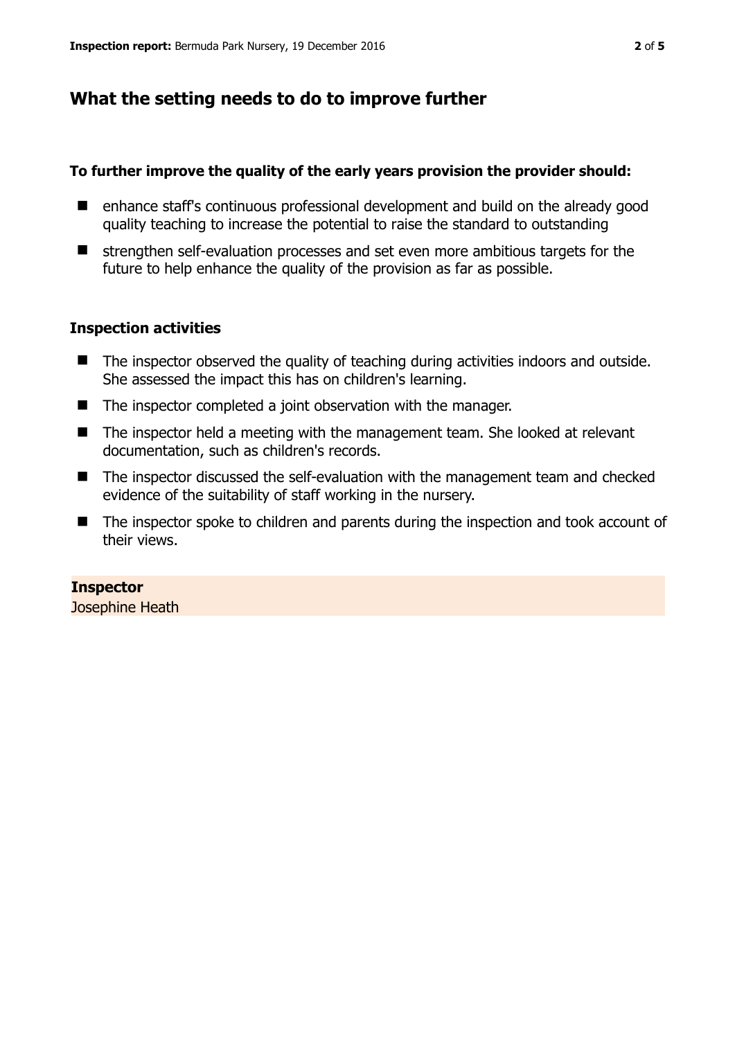## What the setting needs to do to improve further

**To further improve the quality of the early years provision the provider should:**

- enhance staff's continuous professional development and build on the already good quality teaching to increase the potential to raise the standard to outstanding
- strengthen self-evaluation processes and set even more ambitious targets for the future to help enhance the quality of the provision as far as possible.

### Inspection activities

- The inspector observed the quality of teaching during activities indoors and outside. She assessed the impact this has on children's learning.
- The inspector completed a joint observation with the manager.
- The inspector held a meeting with the management team. She looked at relevant documentation, such as children's records.
- The inspector discussed the self-evaluation with the management team and checked evidence of the suitability of staff working in the nursery.
- The inspector spoke to children and parents during the inspection and took account of their views.

**Inspector**
Josephine Heath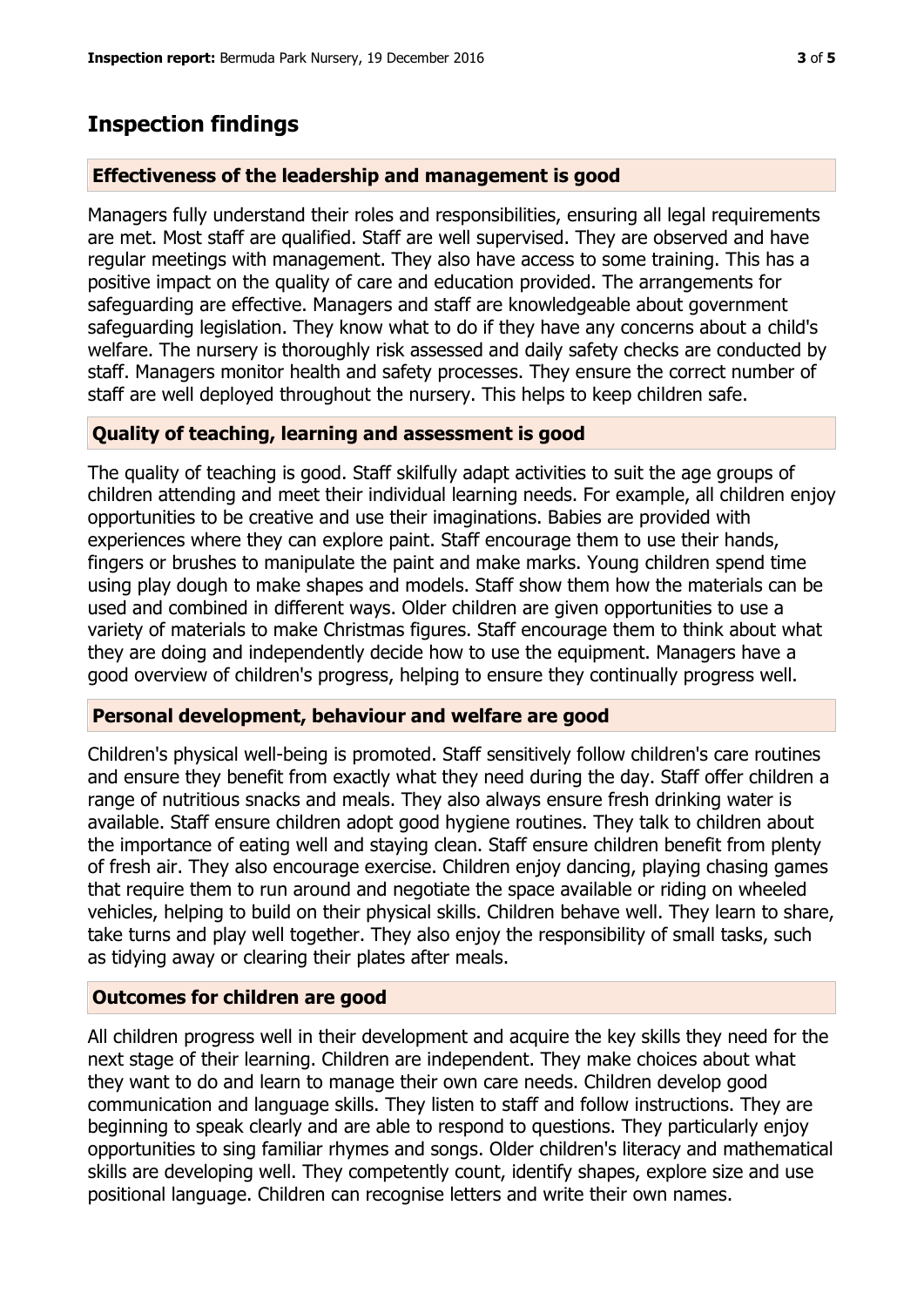# Inspection findings

### Effectiveness of the leadership and management is good

Managers fully understand their roles and responsibilities, ensuring all legal requirements are met. Most staff are qualified. Staff are well supervised. They are observed and have regular meetings with management. They also have access to some training. This has a positive impact on the quality of care and education provided. The arrangements for safeguarding are effective. Managers and staff are knowledgeable about government safeguarding legislation. They know what to do if they have any concerns about a child's welfare. The nursery is thoroughly risk assessed and daily safety checks are conducted by staff. Managers monitor health and safety processes. They ensure the correct number of staff are well deployed throughout the nursery. This helps to keep children safe.

### Quality of teaching, learning and assessment is good

The quality of teaching is good. Staff skilfully adapt activities to suit the age groups of children attending and meet their individual learning needs. For example, all children enjoy opportunities to be creative and use their imaginations. Babies are provided with experiences where they can explore paint. Staff encourage them to use their hands, fingers or brushes to manipulate the paint and make marks. Young children spend time using play dough to make shapes and models. Staff show them how the materials can be used and combined in different ways. Older children are given opportunities to use a variety of materials to make Christmas figures. Staff encourage them to think about what they are doing and independently decide how to use the equipment. Managers have a good overview of children's progress, helping to ensure they continually progress well.

### Personal development, behaviour and welfare are good

Children's physical well-being is promoted. Staff sensitively follow children's care routines and ensure they benefit from exactly what they need during the day. Staff offer children a range of nutritious snacks and meals. They also always ensure fresh drinking water is available. Staff ensure children adopt good hygiene routines. They talk to children about the importance of eating well and staying clean. Staff ensure children benefit from plenty of fresh air. They also encourage exercise. Children enjoy dancing, playing chasing games that require them to run around and negotiate the space available or riding on wheeled vehicles, helping to build on their physical skills. Children behave well. They learn to share, take turns and play well together. They also enjoy the responsibility of small tasks, such as tidying away or clearing their plates after meals.

### Outcomes for children are good

All children progress well in their development and acquire the key skills they need for the next stage of their learning. Children are independent. They make choices about what they want to do and learn to manage their own care needs. Children develop good communication and language skills. They listen to staff and follow instructions. They are beginning to speak clearly and are able to respond to questions. They particularly enjoy opportunities to sing familiar rhymes and songs. Older children's literacy and mathematical skills are developing well. They competently count, identify shapes, explore size and use positional language. Children can recognise letters and write their own names.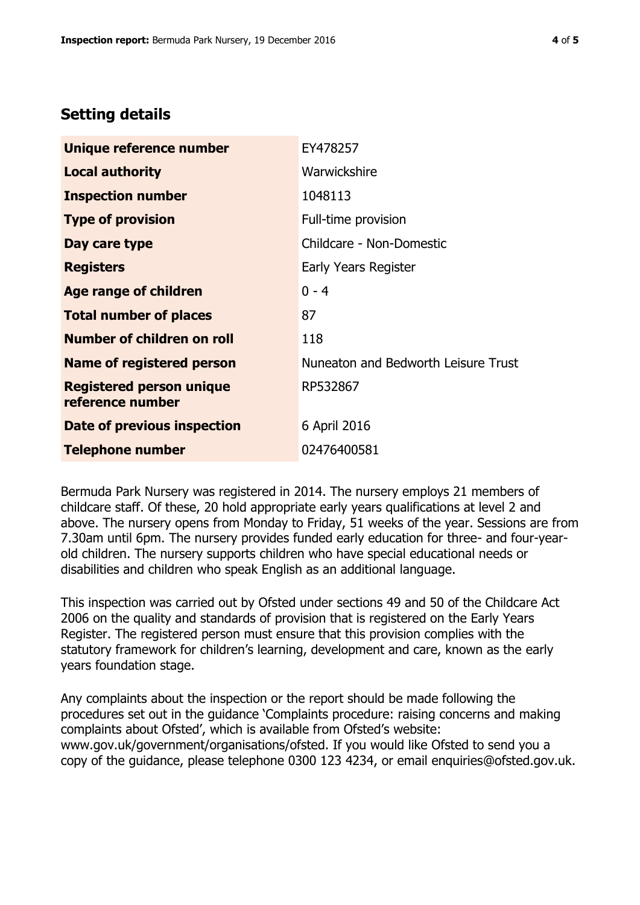## Setting details

| | |
|---|---|
| **Unique reference number** | EY478257 |
| **Local authority** | Warwickshire |
| **Inspection number** | 1048113 |
| **Type of provision** | Full-time provision |
| **Day care type** | Childcare - Non-Domestic |
| **Registers** | Early Years Register |
| **Age range of children** | 0 - 4 |
| **Total number of places** | 87 |
| **Number of children on roll** | 118 |
| **Name of registered person** | Nuneaton and Bedworth Leisure Trust |
| **Registered person unique reference number** | RP532867 |
| **Date of previous inspection** | 6 April 2016 |
| **Telephone number** | 02476400581 |

Bermuda Park Nursery was registered in 2014. The nursery employs 21 members of childcare staff. Of these, 20 hold appropriate early years qualifications at level 2 and above. The nursery opens from Monday to Friday, 51 weeks of the year. Sessions are from 7.30am until 6pm. The nursery provides funded early education for three- and four-year-old children. The nursery supports children who have special educational needs or disabilities and children who speak English as an additional language.

This inspection was carried out by Ofsted under sections 49 and 50 of the Childcare Act 2006 on the quality and standards of provision that is registered on the Early Years Register. The registered person must ensure that this provision complies with the statutory framework for children's learning, development and care, known as the early years foundation stage.

Any complaints about the inspection or the report should be made following the procedures set out in the guidance 'Complaints procedure: raising concerns and making complaints about Ofsted', which is available from Ofsted's website: www.gov.uk/government/organisations/ofsted. If you would like Ofsted to send you a copy of the guidance, please telephone 0300 123 4234, or email enquiries@ofsted.gov.uk.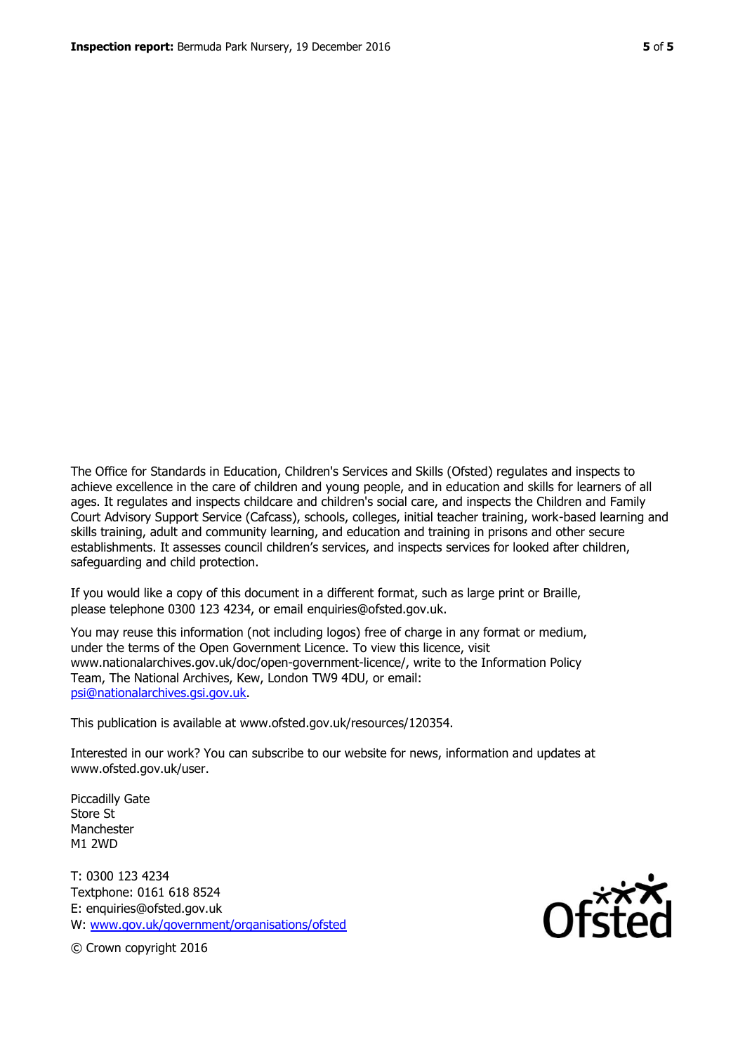The Office for Standards in Education, Children's Services and Skills (Ofsted) regulates and inspects to achieve excellence in the care of children and young people, and in education and skills for learners of all ages. It regulates and inspects childcare and children's social care, and inspects the Children and Family Court Advisory Support Service (Cafcass), schools, colleges, initial teacher training, work-based learning and skills training, adult and community learning, and education and training in prisons and other secure establishments. It assesses council children's services, and inspects services for looked after children, safeguarding and child protection.

If you would like a copy of this document in a different format, such as large print or Braille, please telephone 0300 123 4234, or email enquiries@ofsted.gov.uk.

You may reuse this information (not including logos) free of charge in any format or medium, under the terms of the Open Government Licence. To view this licence, visit www.nationalarchives.gov.uk/doc/open-government-licence/, write to the Information Policy Team, The National Archives, Kew, London TW9 4DU, or email: psi@nationalarchives.gsi.gov.uk.

This publication is available at www.ofsted.gov.uk/resources/120354.

Interested in our work? You can subscribe to our website for news, information and updates at www.ofsted.gov.uk/user.

Piccadilly Gate
Store St
Manchester
M1 2WD

T: 0300 123 4234
Textphone: 0161 618 8524
E: enquiries@ofsted.gov.uk
W: www.gov.uk/government/organisations/ofsted

© Crown copyright 2016